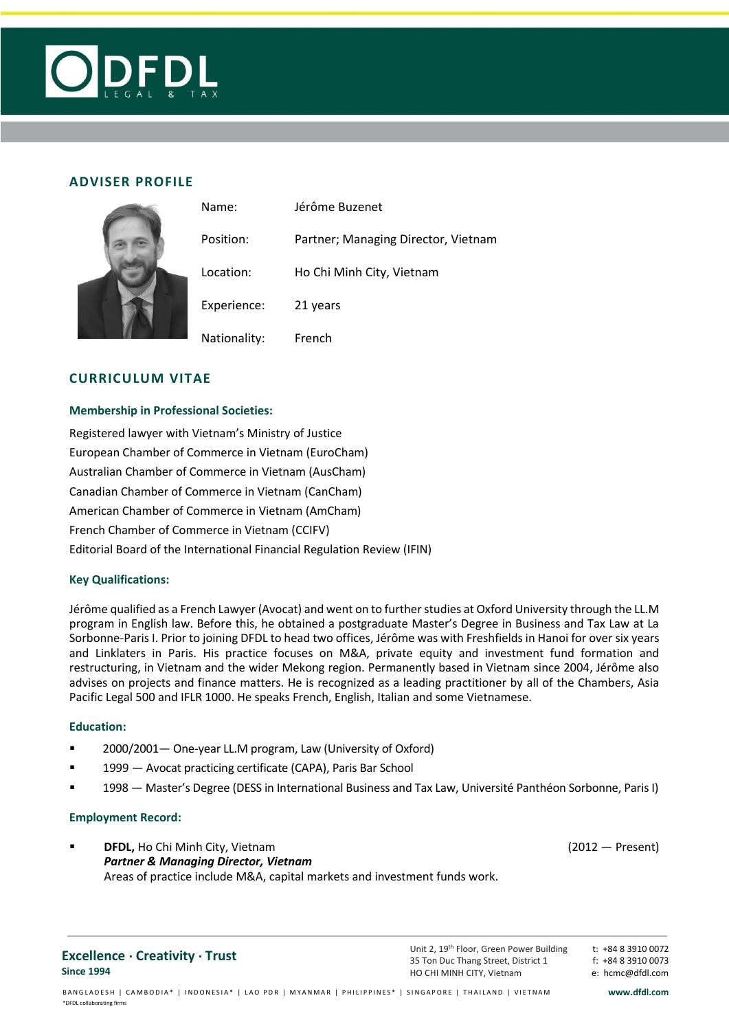DFDL LEGAL & TAX

## ADVISER PROFILE

| | |
|---|---|
| Name: | Jérôme Buzenet |
| Position: | Partner; Managing Director, Vietnam |
| Location: | Ho Chi Minh City, Vietnam |
| Experience: | 21 years |
| Nationality: | French |

## CURRICULUM VITAE

### Membership in Professional Societies:

Registered lawyer with Vietnam's Ministry of Justice
European Chamber of Commerce in Vietnam (EuroCham)
Australian Chamber of Commerce in Vietnam (AusCham)
Canadian Chamber of Commerce in Vietnam (CanCham)
American Chamber of Commerce in Vietnam (AmCham)
French Chamber of Commerce in Vietnam (CCIFV)
Editorial Board of the International Financial Regulation Review (IFIN)

### Key Qualifications:

Jérôme qualified as a French Lawyer (Avocat) and went on to further studies at Oxford University through the LL.M program in English law. Before this, he obtained a postgraduate Master's Degree in Business and Tax Law at La Sorbonne-Paris I. Prior to joining DFDL to head two offices, Jérôme was with Freshfields in Hanoi for over six years and Linklaters in Paris. His practice focuses on M&A, private equity and investment fund formation and restructuring, in Vietnam and the wider Mekong region. Permanently based in Vietnam since 2004, Jérôme also advises on projects and finance matters. He is recognized as a leading practitioner by all of the Chambers, Asia Pacific Legal 500 and IFLR 1000. He speaks French, English, Italian and some Vietnamese.

### Education:

- 2000/2001— One-year LL.M program, Law (University of Oxford)
- 1999 — Avocat practicing certificate (CAPA), Paris Bar School
- 1998 — Master's Degree (DESS in International Business and Tax Law, Université Panthéon Sorbonne, Paris I)

### Employment Record:

- **DFDL,** Ho Chi Minh City, Vietnam (2012 — Present)
  ***Partner & Managing Director, Vietnam***
  Areas of practice include M&A, capital markets and investment funds work.

**Excellence · Creativity · Trust**
**Since 1994**

Unit 2, 19th Floor, Green Power Building
35 Ton Duc Thang Street, District 1
HO CHI MINH CITY, Vietnam

t: +84 8 3910 0072
f: +84 8 3910 0073
e: hcmc@dfdl.com

BANGLADESH | CAMBODIA* | INDONESIA* | LAO PDR | MYANMAR | PHILIPPINES* | SINGAPORE | THAILAND | VIETNAM

**www.dfdl.com**

*DFDL collaborating firms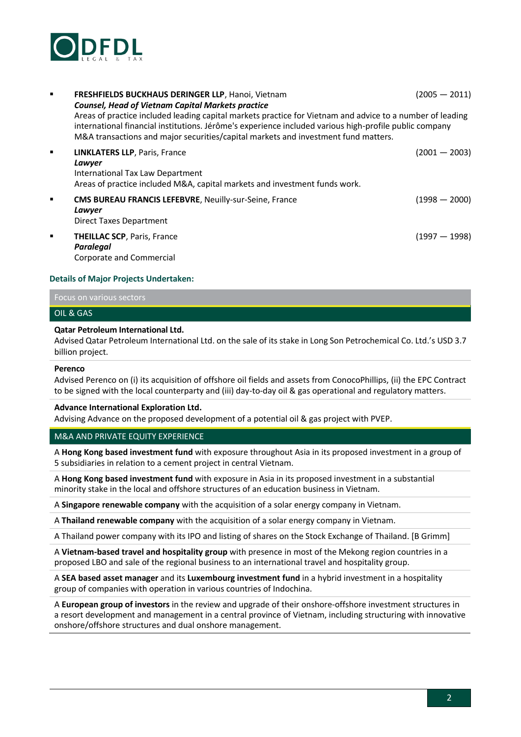- **FRESHFIELDS BUCKHAUS DERINGER LLP**, Hanoi, Vietnam (2005 — 2011)
  ***Counsel, Head of Vietnam Capital Markets practice***
  Areas of practice included leading capital markets practice for Vietnam and advice to a number of leading international financial institutions. Jérôme's experience included various high-profile public company M&A transactions and major securities/capital markets and investment fund matters.

- **LINKLATERS LLP**, Paris, France (2001 — 2003)
  ***Lawyer***
  International Tax Law Department
  Areas of practice included M&A, capital markets and investment funds work.

- **CMS BUREAU FRANCIS LEFEBVRE**, Neuilly-sur-Seine, France (1998 — 2000)
  ***Lawyer***
  Direct Taxes Department

- **THEILLAC SCP**, Paris, France (1997 — 1998)
  ***Paralegal***
  Corporate and Commercial

### Details of Major Projects Undertaken:

Focus on various sectors

#### OIL & GAS

**Qatar Petroleum International Ltd.**
Advised Qatar Petroleum International Ltd. on the sale of its stake in Long Son Petrochemical Co. Ltd.'s USD 3.7 billion project.

**Perenco**
Advised Perenco on (i) its acquisition of offshore oil fields and assets from ConocoPhillips, (ii) the EPC Contract to be signed with the local counterparty and (iii) day-to-day oil & gas operational and regulatory matters.

**Advance International Exploration Ltd.**
Advising Advance on the proposed development of a potential oil & gas project with PVEP.

#### M&A AND PRIVATE EQUITY EXPERIENCE

A **Hong Kong based investment fund** with exposure throughout Asia in its proposed investment in a group of 5 subsidiaries in relation to a cement project in central Vietnam.

A **Hong Kong based investment fund** with exposure in Asia in its proposed investment in a substantial minority stake in the local and offshore structures of an education business in Vietnam.

A **Singapore renewable company** with the acquisition of a solar energy company in Vietnam.

A **Thailand renewable company** with the acquisition of a solar energy company in Vietnam.

A Thailand power company with its IPO and listing of shares on the Stock Exchange of Thailand. [B Grimm]

A **Vietnam-based travel and hospitality group** with presence in most of the Mekong region countries in a proposed LBO and sale of the regional business to an international travel and hospitality group.

A **SEA based asset manager** and its **Luxembourg investment fund** in a hybrid investment in a hospitality group of companies with operation in various countries of Indochina.

A **European group of investors** in the review and upgrade of their onshore-offshore investment structures in a resort development and management in a central province of Vietnam, including structuring with innovative onshore/offshore structures and dual onshore management.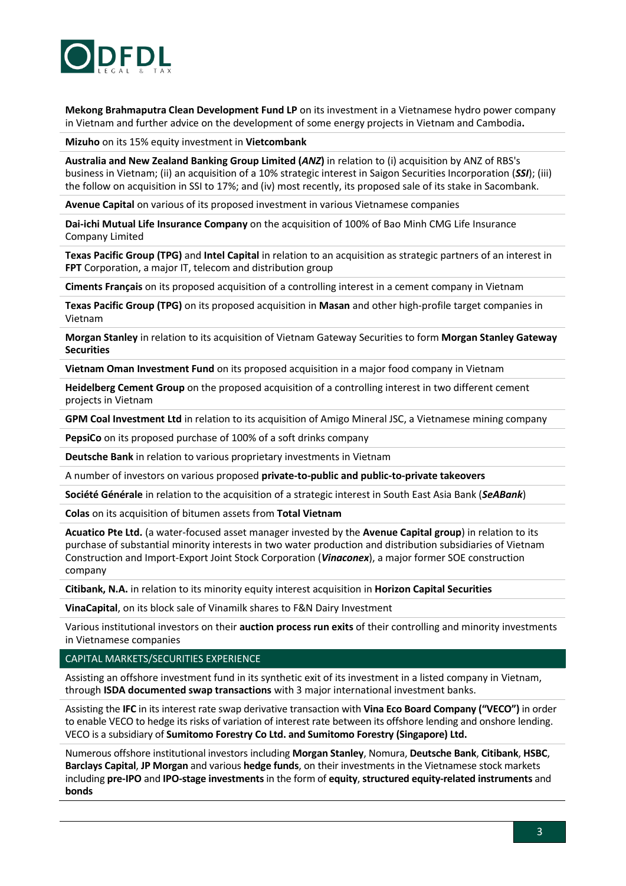**Mekong Brahmaputra Clean Development Fund LP** on its investment in a Vietnamese hydro power company in Vietnam and further advice on the development of some energy projects in Vietnam and Cambodia**.**

**Mizuho** on its 15% equity investment in **Vietcombank**

**Australia and New Zealand Banking Group Limited (*ANZ*)** in relation to (i) acquisition by ANZ of RBS's business in Vietnam; (ii) an acquisition of a 10% strategic interest in Saigon Securities Incorporation (***SSI***); (iii) the follow on acquisition in SSI to 17%; and (iv) most recently, its proposed sale of its stake in Sacombank.

**Avenue Capital** on various of its proposed investment in various Vietnamese companies

**Dai-ichi Mutual Life Insurance Company** on the acquisition of 100% of Bao Minh CMG Life Insurance Company Limited

**Texas Pacific Group (TPG)** and **Intel Capital** in relation to an acquisition as strategic partners of an interest in **FPT** Corporation, a major IT, telecom and distribution group

**Ciments Français** on its proposed acquisition of a controlling interest in a cement company in Vietnam

**Texas Pacific Group (TPG)** on its proposed acquisition in **Masan** and other high-profile target companies in Vietnam

**Morgan Stanley** in relation to its acquisition of Vietnam Gateway Securities to form **Morgan Stanley Gateway Securities**

**Vietnam Oman Investment Fund** on its proposed acquisition in a major food company in Vietnam

**Heidelberg Cement Group** on the proposed acquisition of a controlling interest in two different cement projects in Vietnam

**GPM Coal Investment Ltd** in relation to its acquisition of Amigo Mineral JSC, a Vietnamese mining company

**PepsiCo** on its proposed purchase of 100% of a soft drinks company

**Deutsche Bank** in relation to various proprietary investments in Vietnam

A number of investors on various proposed **private-to-public and public-to-private takeovers**

**Société Générale** in relation to the acquisition of a strategic interest in South East Asia Bank (***SeABank***)

**Colas** on its acquisition of bitumen assets from **Total Vietnam**

**Acuatico Pte Ltd.** (a water-focused asset manager invested by the **Avenue Capital group**) in relation to its purchase of substantial minority interests in two water production and distribution subsidiaries of Vietnam Construction and Import-Export Joint Stock Corporation (***Vinaconex***), a major former SOE construction company

**Citibank, N.A.** in relation to its minority equity interest acquisition in **Horizon Capital Securities**

**VinaCapital**, on its block sale of Vinamilk shares to F&N Dairy Investment

Various institutional investors on their **auction process run exits** of their controlling and minority investments in Vietnamese companies

## CAPITAL MARKETS/SECURITIES EXPERIENCE

Assisting an offshore investment fund in its synthetic exit of its investment in a listed company in Vietnam, through **ISDA documented swap transactions** with 3 major international investment banks.

Assisting the **IFC** in its interest rate swap derivative transaction with **Vina Eco Board Company ("VECO")** in order to enable VECO to hedge its risks of variation of interest rate between its offshore lending and onshore lending. VECO is a subsidiary of **Sumitomo Forestry Co Ltd. and Sumitomo Forestry (Singapore) Ltd.**

Numerous offshore institutional investors including **Morgan Stanley**, Nomura, **Deutsche Bank**, **Citibank**, **HSBC**, **Barclays Capital**, **JP Morgan** and various **hedge funds**, on their investments in the Vietnamese stock markets including **pre-IPO** and **IPO-stage investments** in the form of **equity**, **structured equity-related instruments** and **bonds**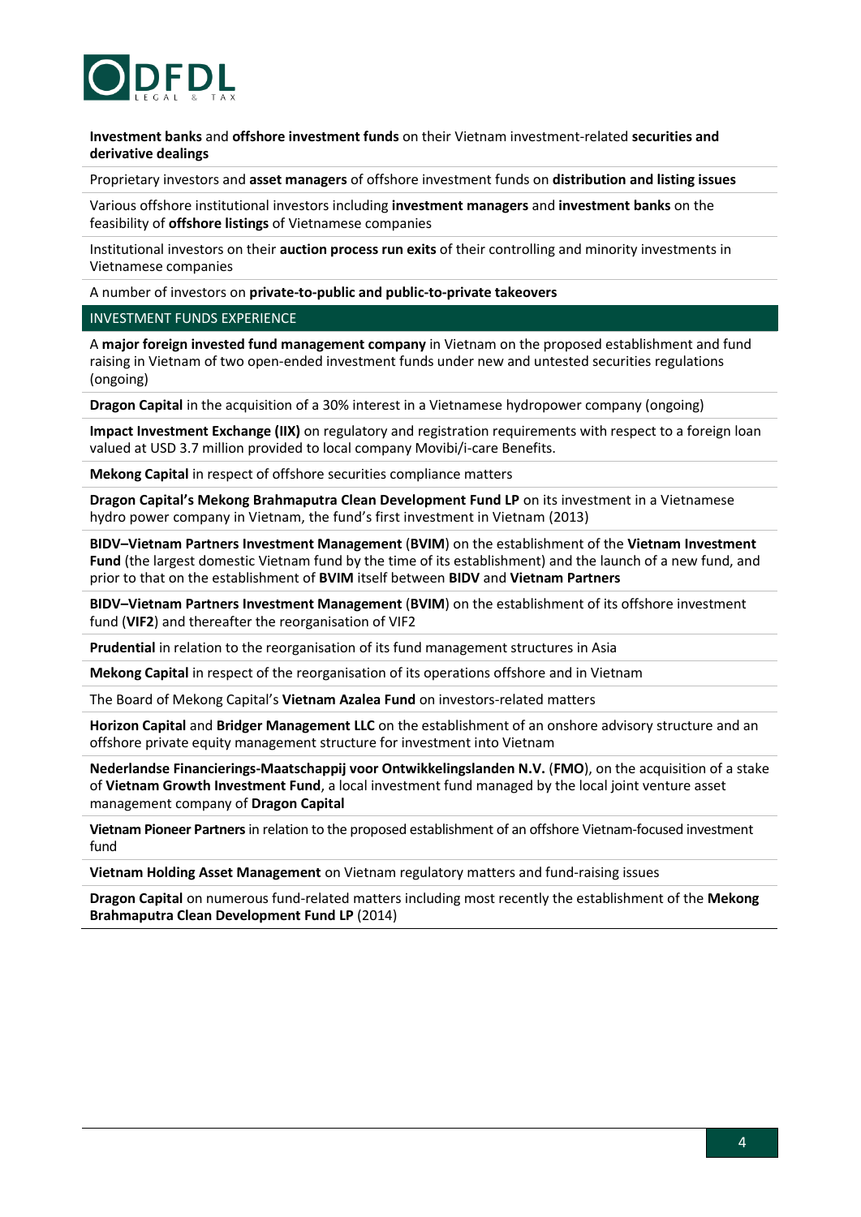**Investment banks** and **offshore investment funds** on their Vietnam investment-related **securities and derivative dealings**

Proprietary investors and **asset managers** of offshore investment funds on **distribution and listing issues**

Various offshore institutional investors including **investment managers** and **investment banks** on the feasibility of **offshore listings** of Vietnamese companies

Institutional investors on their **auction process run exits** of their controlling and minority investments in Vietnamese companies

A number of investors on **private-to-public and public-to-private takeovers**

## INVESTMENT FUNDS EXPERIENCE

A **major foreign invested fund management company** in Vietnam on the proposed establishment and fund raising in Vietnam of two open-ended investment funds under new and untested securities regulations (ongoing)

**Dragon Capital** in the acquisition of a 30% interest in a Vietnamese hydropower company (ongoing)

**Impact Investment Exchange (IIX)** on regulatory and registration requirements with respect to a foreign loan valued at USD 3.7 million provided to local company Movibi/i-care Benefits.

**Mekong Capital** in respect of offshore securities compliance matters

**Dragon Capital's Mekong Brahmaputra Clean Development Fund LP** on its investment in a Vietnamese hydro power company in Vietnam, the fund's first investment in Vietnam (2013)

**BIDV–Vietnam Partners Investment Management** (**BVIM**) on the establishment of the **Vietnam Investment Fund** (the largest domestic Vietnam fund by the time of its establishment) and the launch of a new fund, and prior to that on the establishment of **BVIM** itself between **BIDV** and **Vietnam Partners**

**BIDV–Vietnam Partners Investment Management** (**BVIM**) on the establishment of its offshore investment fund (**VIF2**) and thereafter the reorganisation of VIF2

**Prudential** in relation to the reorganisation of its fund management structures in Asia

**Mekong Capital** in respect of the reorganisation of its operations offshore and in Vietnam

The Board of Mekong Capital's **Vietnam Azalea Fund** on investors-related matters

**Horizon Capital** and **Bridger Management LLC** on the establishment of an onshore advisory structure and an offshore private equity management structure for investment into Vietnam

**Nederlandse Financierings-Maatschappij voor Ontwikkelingslanden N.V.** (**FMO**), on the acquisition of a stake of **Vietnam Growth Investment Fund**, a local investment fund managed by the local joint venture asset management company of **Dragon Capital**

**Vietnam Pioneer Partners** in relation to the proposed establishment of an offshore Vietnam-focused investment fund

**Vietnam Holding Asset Management** on Vietnam regulatory matters and fund-raising issues

**Dragon Capital** on numerous fund-related matters including most recently the establishment of the **Mekong Brahmaputra Clean Development Fund LP** (2014)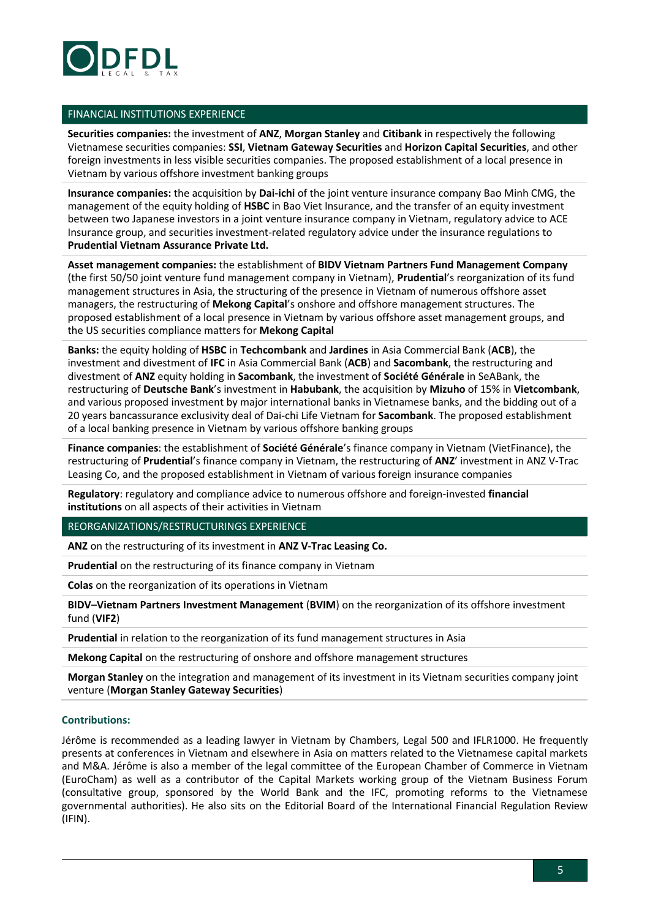## FINANCIAL INSTITUTIONS EXPERIENCE

**Securities companies:** the investment of **ANZ**, **Morgan Stanley** and **Citibank** in respectively the following Vietnamese securities companies: **SSI**, **Vietnam Gateway Securities** and **Horizon Capital Securities**, and other foreign investments in less visible securities companies. The proposed establishment of a local presence in Vietnam by various offshore investment banking groups

**Insurance companies:** the acquisition by **Dai-ichi** of the joint venture insurance company Bao Minh CMG, the management of the equity holding of **HSBC** in Bao Viet Insurance, and the transfer of an equity investment between two Japanese investors in a joint venture insurance company in Vietnam, regulatory advice to ACE Insurance group, and securities investment-related regulatory advice under the insurance regulations to **Prudential Vietnam Assurance Private Ltd.**

**Asset management companies:** the establishment of **BIDV Vietnam Partners Fund Management Company** (the first 50/50 joint venture fund management company in Vietnam), **Prudential**'s reorganization of its fund management structures in Asia, the structuring of the presence in Vietnam of numerous offshore asset managers, the restructuring of **Mekong Capital**'s onshore and offshore management structures. The proposed establishment of a local presence in Vietnam by various offshore asset management groups, and the US securities compliance matters for **Mekong Capital**

**Banks:** the equity holding of **HSBC** in **Techcombank** and **Jardines** in Asia Commercial Bank (**ACB**), the investment and divestment of **IFC** in Asia Commercial Bank (**ACB**) and **Sacombank**, the restructuring and divestment of **ANZ** equity holding in **Sacombank**, the investment of **Société Générale** in SeABank, the restructuring of **Deutsche Bank**'s investment in **Habubank**, the acquisition by **Mizuho** of 15% in **Vietcombank**, and various proposed investment by major international banks in Vietnamese banks, and the bidding out of a 20 years bancassurance exclusivity deal of Dai-chi Life Vietnam for **Sacombank**. The proposed establishment of a local banking presence in Vietnam by various offshore banking groups

**Finance companies**: the establishment of **Société Générale**'s finance company in Vietnam (VietFinance), the restructuring of **Prudential**'s finance company in Vietnam, the restructuring of **ANZ**' investment in ANZ V-Trac Leasing Co, and the proposed establishment in Vietnam of various foreign insurance companies

**Regulatory**: regulatory and compliance advice to numerous offshore and foreign-invested **financial institutions** on all aspects of their activities in Vietnam

## REORGANIZATIONS/RESTRUCTURINGS EXPERIENCE

**ANZ** on the restructuring of its investment in **ANZ V-Trac Leasing Co.**

**Prudential** on the restructuring of its finance company in Vietnam

**Colas** on the reorganization of its operations in Vietnam

**BIDV–Vietnam Partners Investment Management** (**BVIM**) on the reorganization of its offshore investment fund (**VIF2**)

**Prudential** in relation to the reorganization of its fund management structures in Asia

**Mekong Capital** on the restructuring of onshore and offshore management structures

**Morgan Stanley** on the integration and management of its investment in its Vietnam securities company joint venture (**Morgan Stanley Gateway Securities**)

### Contributions:

Jérôme is recommended as a leading lawyer in Vietnam by Chambers, Legal 500 and IFLR1000. He frequently presents at conferences in Vietnam and elsewhere in Asia on matters related to the Vietnamese capital markets and M&A. Jérôme is also a member of the legal committee of the European Chamber of Commerce in Vietnam (EuroCham) as well as a contributor of the Capital Markets working group of the Vietnam Business Forum (consultative group, sponsored by the World Bank and the IFC, promoting reforms to the Vietnamese governmental authorities). He also sits on the Editorial Board of the International Financial Regulation Review (IFIN).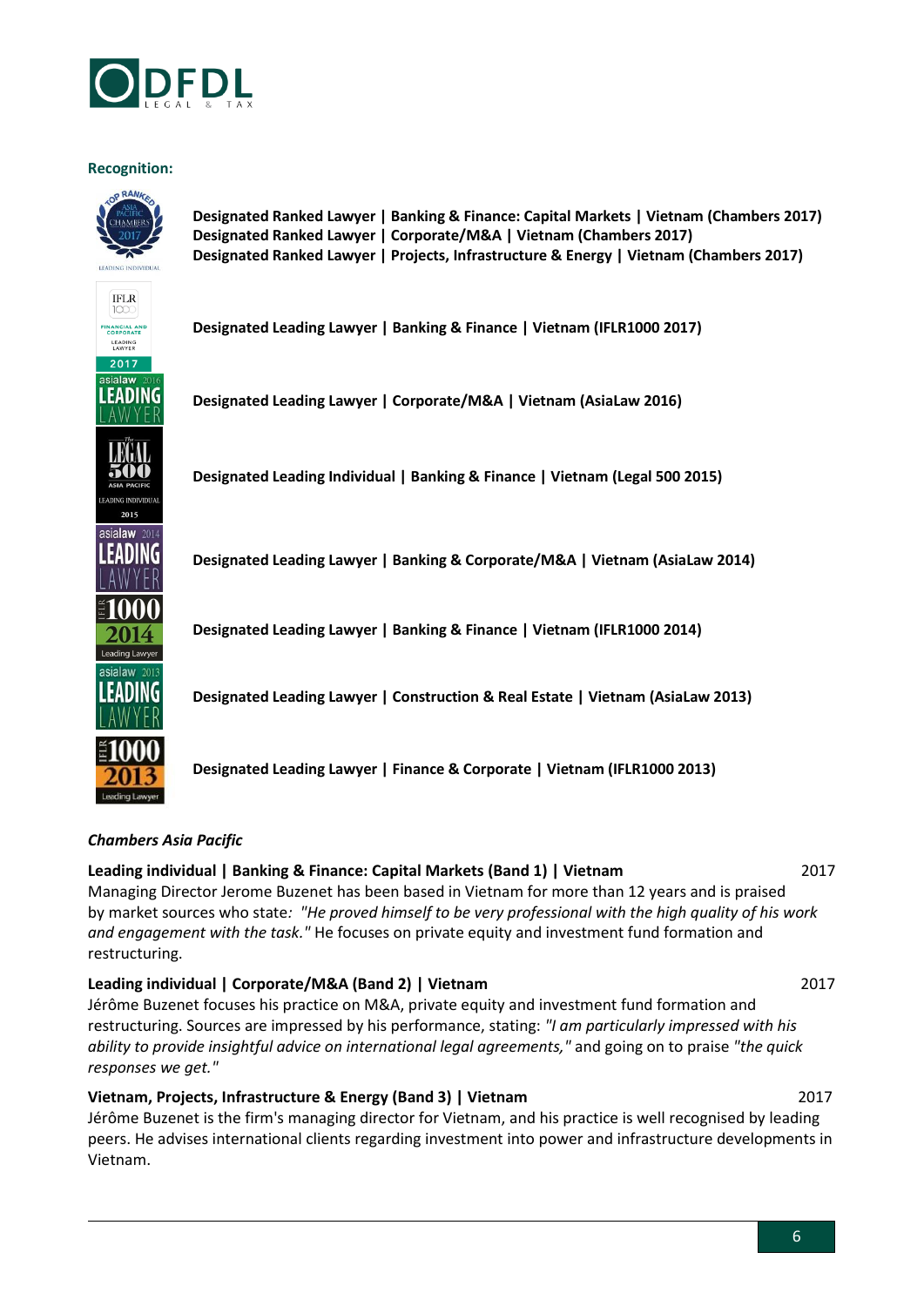**Recognition:**

**Designated Ranked Lawyer | Banking & Finance: Capital Markets | Vietnam (Chambers 2017)**
**Designated Ranked Lawyer | Corporate/M&A | Vietnam (Chambers 2017)**
**Designated Ranked Lawyer | Projects, Infrastructure & Energy | Vietnam (Chambers 2017)**

**Designated Leading Lawyer | Banking & Finance | Vietnam (IFLR1000 2017)**

**Designated Leading Lawyer | Corporate/M&A | Vietnam (AsiaLaw 2016)**

**Designated Leading Individual | Banking & Finance | Vietnam (Legal 500 2015)**

**Designated Leading Lawyer | Banking & Corporate/M&A | Vietnam (AsiaLaw 2014)**

**Designated Leading Lawyer | Banking & Finance | Vietnam (IFLR1000 2014)**

**Designated Leading Lawyer | Construction & Real Estate | Vietnam (AsiaLaw 2013)**

**Designated Leading Lawyer | Finance & Corporate | Vietnam (IFLR1000 2013)**

***Chambers Asia Pacific***

**Leading individual | Banking & Finance: Capital Markets (Band 1) | Vietnam** 2017

Managing Director Jerome Buzenet has been based in Vietnam for more than 12 years and is praised by market sources who state*: "He proved himself to be very professional with the high quality of his work and engagement with the task."* He focuses on private equity and investment fund formation and restructuring.

**Leading individual | Corporate/M&A (Band 2) | Vietnam** 2017

Jérôme Buzenet focuses his practice on M&A, private equity and investment fund formation and restructuring. Sources are impressed by his performance, stating: *"I am particularly impressed with his ability to provide insightful advice on international legal agreements,"* and going on to praise *"the quick responses we get."*

**Vietnam, Projects, Infrastructure & Energy (Band 3) | Vietnam** 2017

Jérôme Buzenet is the firm's managing director for Vietnam, and his practice is well recognised by leading peers. He advises international clients regarding investment into power and infrastructure developments in Vietnam.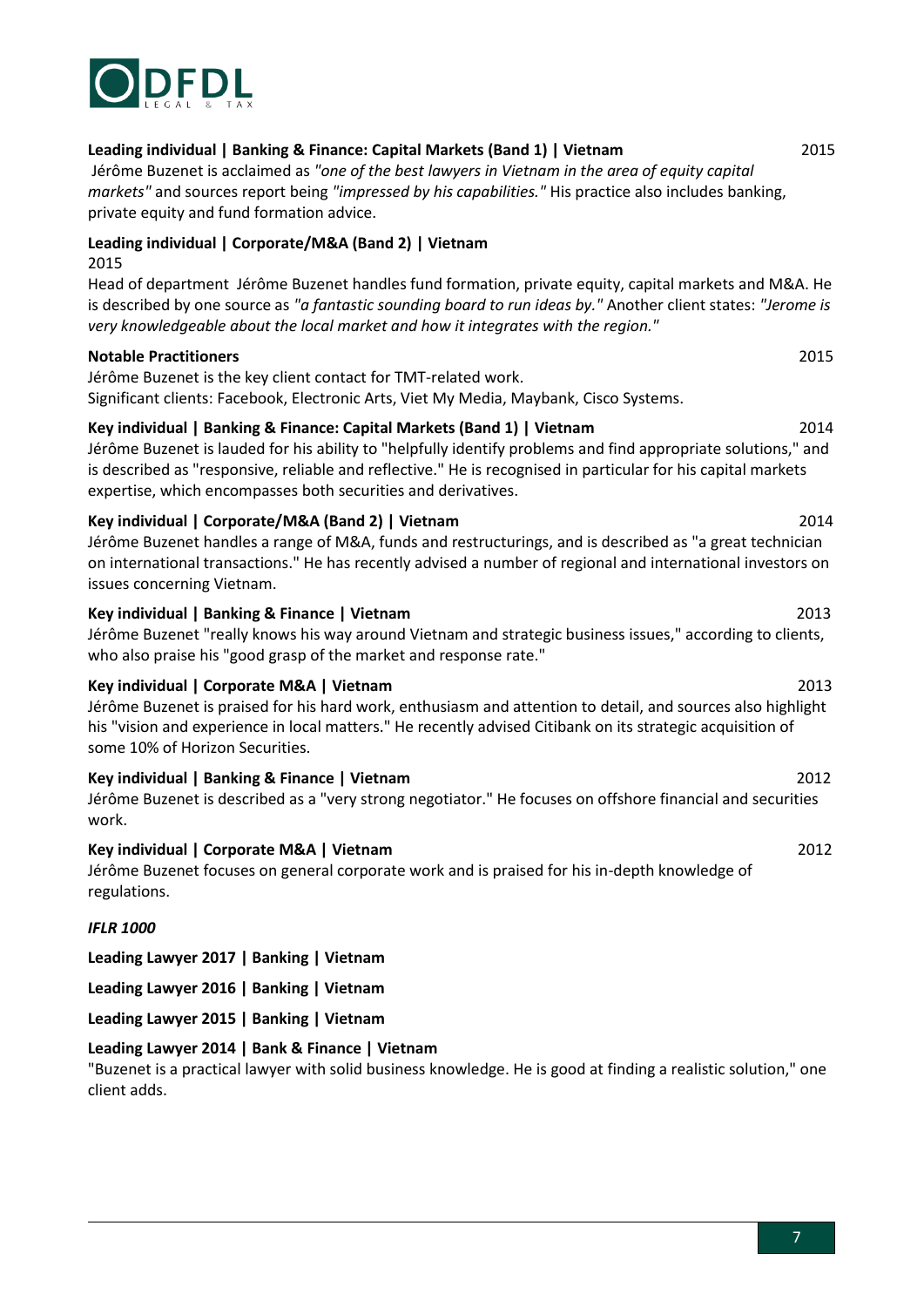**Leading individual | Banking & Finance: Capital Markets (Band 1) | Vietnam** 2015

Jérôme Buzenet is acclaimed as *"one of the best lawyers in Vietnam in the area of equity capital markets"* and sources report being *"impressed by his capabilities."* His practice also includes banking, private equity and fund formation advice.

**Leading individual | Corporate/M&A (Band 2) | Vietnam**

2015

Head of department Jérôme Buzenet handles fund formation, private equity, capital markets and M&A. He is described by one source as *"a fantastic sounding board to run ideas by."* Another client states: *"Jerome is very knowledgeable about the local market and how it integrates with the region."*

**Notable Practitioners** 2015

Jérôme Buzenet is the key client contact for TMT-related work.
Significant clients: Facebook, Electronic Arts, Viet My Media, Maybank, Cisco Systems.

**Key individual | Banking & Finance: Capital Markets (Band 1) | Vietnam** 2014

Jérôme Buzenet is lauded for his ability to "helpfully identify problems and find appropriate solutions," and is described as "responsive, reliable and reflective." He is recognised in particular for his capital markets expertise, which encompasses both securities and derivatives.

**Key individual | Corporate/M&A (Band 2) | Vietnam** 2014

Jérôme Buzenet handles a range of M&A, funds and restructurings, and is described as "a great technician on international transactions." He has recently advised a number of regional and international investors on issues concerning Vietnam.

**Key individual | Banking & Finance | Vietnam** 2013

Jérôme Buzenet "really knows his way around Vietnam and strategic business issues," according to clients, who also praise his "good grasp of the market and response rate."

**Key individual | Corporate M&A | Vietnam** 2013

Jérôme Buzenet is praised for his hard work, enthusiasm and attention to detail, and sources also highlight his "vision and experience in local matters." He recently advised Citibank on its strategic acquisition of some 10% of Horizon Securities.

**Key individual | Banking & Finance | Vietnam** 2012

Jérôme Buzenet is described as a "very strong negotiator." He focuses on offshore financial and securities work.

**Key individual | Corporate M&A | Vietnam** 2012

Jérôme Buzenet focuses on general corporate work and is praised for his in-depth knowledge of regulations.

***IFLR 1000***

**Leading Lawyer 2017 | Banking | Vietnam**

**Leading Lawyer 2016 | Banking | Vietnam**

**Leading Lawyer 2015 | Banking | Vietnam**

**Leading Lawyer 2014 | Bank & Finance | Vietnam**

"Buzenet is a practical lawyer with solid business knowledge. He is good at finding a realistic solution," one client adds.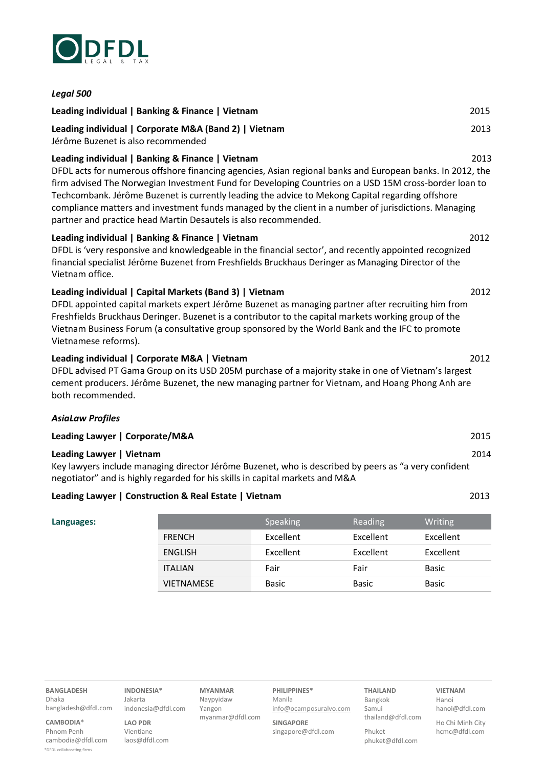*Legal 500*

**Leading individual | Banking & Finance | Vietnam** 2015

**Leading individual | Corporate M&A (Band 2) | Vietnam** 2013
Jérôme Buzenet is also recommended

**Leading individual | Banking & Finance | Vietnam** 2013
DFDL acts for numerous offshore financing agencies, Asian regional banks and European banks. In 2012, the firm advised The Norwegian Investment Fund for Developing Countries on a USD 15M cross-border loan to Techcombank. Jérôme Buzenet is currently leading the advice to Mekong Capital regarding offshore compliance matters and investment funds managed by the client in a number of jurisdictions. Managing partner and practice head Martin Desautels is also recommended.

**Leading individual | Banking & Finance | Vietnam** 2012
DFDL is 'very responsive and knowledgeable in the financial sector', and recently appointed recognized financial specialist Jérôme Buzenet from Freshfields Bruckhaus Deringer as Managing Director of the Vietnam office.

**Leading individual | Capital Markets (Band 3) | Vietnam** 2012
DFDL appointed capital markets expert Jérôme Buzenet as managing partner after recruiting him from Freshfields Bruckhaus Deringer. Buzenet is a contributor to the capital markets working group of the Vietnam Business Forum (a consultative group sponsored by the World Bank and the IFC to promote Vietnamese reforms).

**Leading individual | Corporate M&A | Vietnam** 2012
DFDL advised PT Gama Group on its USD 205M purchase of a majority stake in one of Vietnam's largest cement producers. Jérôme Buzenet, the new managing partner for Vietnam, and Hoang Phong Anh are both recommended.

*AsiaLaw Profiles*

**Leading Lawyer | Corporate/M&A** 2015

**Leading Lawyer | Vietnam** 2014
Key lawyers include managing director Jérôme Buzenet, who is described by peers as "a very confident negotiator" and is highly regarded for his skills in capital markets and M&A

**Leading Lawyer | Construction & Real Estate | Vietnam** 2013

**Languages:**

| | Speaking | Reading | Writing |
|---|---|---|---|
| FRENCH | Excellent | Excellent | Excellent |
| ENGLISH | Excellent | Excellent | Excellent |
| ITALIAN | Fair | Fair | Basic |
| VIETNAMESE | Basic | Basic | Basic |

**BANGLADESH** Dhaka bangladesh@dfdl.com

**CAMBODIA*** Phnom Penh cambodia@dfdl.com

**INDONESIA*** Jakarta indonesia@dfdl.com

**LAO PDR** Vientiane laos@dfdl.com

**MYANMAR** Naypyidaw, Yangon myanmar@dfdl.com

**PHILIPPINES*** Manila info@ocamposuralvo.com

**SINGAPORE** singapore@dfdl.com

**THAILAND** Bangkok, Samui thailand@dfdl.com; Phuket phuket@dfdl.com

**VIETNAM** Hanoi hanoi@dfdl.com; Ho Chi Minh City hcmc@dfdl.com

*DFDL collaborating firms